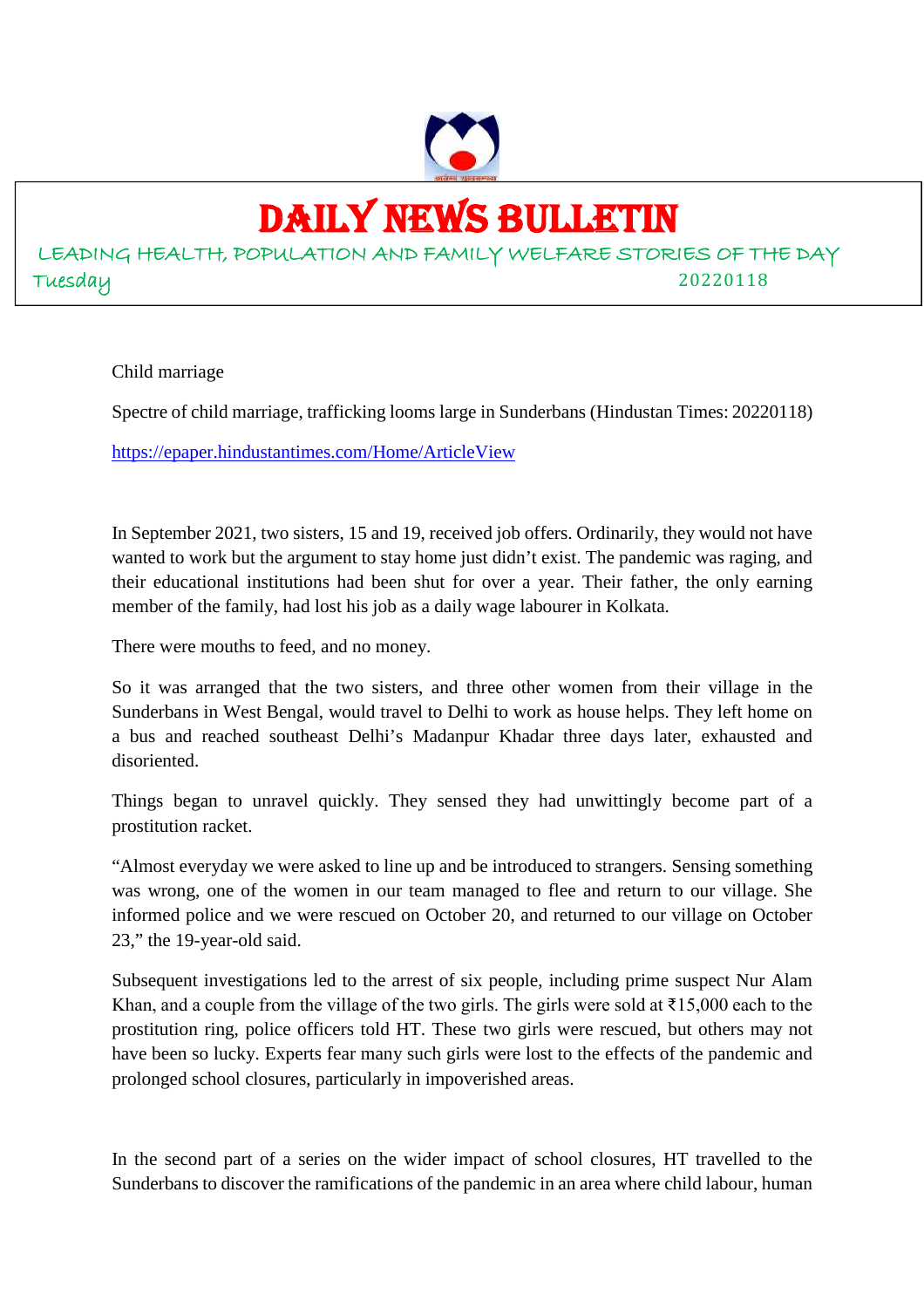# DAILY NEWS BULLETIN

LEADING HEALTH, POPULATION AND FAMILY WELFARE STORIES OF THE DAY

Tuesday 20220118

Child marriage

Spectre of child marriage, trafficking looms large in Sunderbans (Hindustan Times: 20220118)

https://epaper.hindustantimes.com/Home/ArticleView

In September 2021, two sisters, 15 and 19, received job offers. Ordinarily, they would not have wanted to work but the argument to stay home just didn't exist. The pandemic was raging, and their educational institutions had been shut for over a year. Their father, the only earning member of the family, had lost his job as a daily wage labourer in Kolkata.

There were mouths to feed, and no money.

So it was arranged that the two sisters, and three other women from their village in the Sunderbans in West Bengal, would travel to Delhi to work as house helps. They left home on a bus and reached southeast Delhi's Madanpur Khadar three days later, exhausted and disoriented.

Things began to unravel quickly. They sensed they had unwittingly become part of a prostitution racket.

"Almost everyday we were asked to line up and be introduced to strangers. Sensing something was wrong, one of the women in our team managed to flee and return to our village. She informed police and we were rescued on October 20, and returned to our village on October 23," the 19-year-old said.

Subsequent investigations led to the arrest of six people, including prime suspect Nur Alam Khan, and a couple from the village of the two girls. The girls were sold at ₹15,000 each to the prostitution ring, police officers told HT. These two girls were rescued, but others may not have been so lucky. Experts fear many such girls were lost to the effects of the pandemic and prolonged school closures, particularly in impoverished areas.

In the second part of a series on the wider impact of school closures, HT travelled to the Sunderbans to discover the ramifications of the pandemic in an area where child labour, human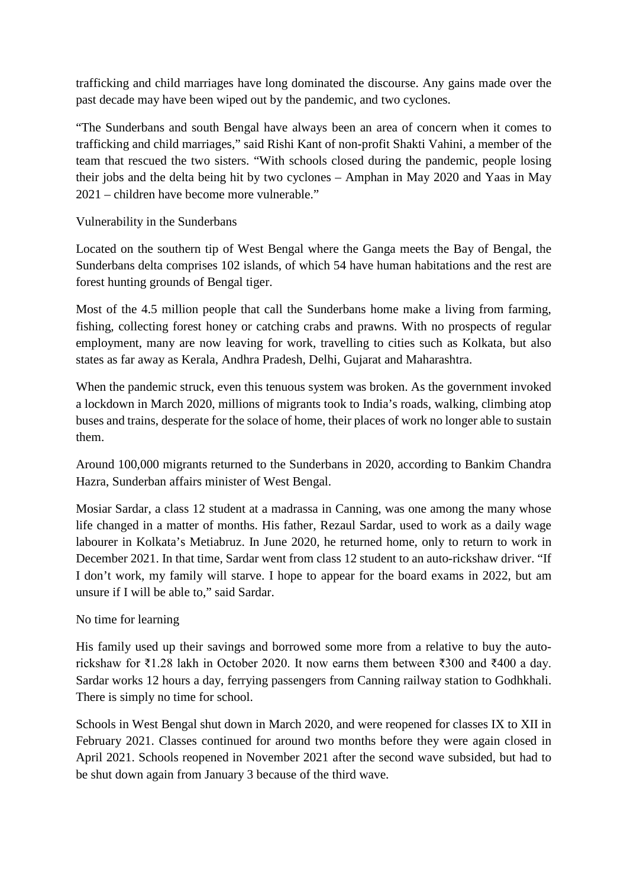trafficking and child marriages have long dominated the discourse. Any gains made over the past decade may have been wiped out by the pandemic, and two cyclones.

"The Sunderbans and south Bengal have always been an area of concern when it comes to trafficking and child marriages," said Rishi Kant of non-profit Shakti Vahini, a member of the team that rescued the two sisters. "With schools closed during the pandemic, people losing their jobs and the delta being hit by two cyclones – Amphan in May 2020 and Yaas in May 2021 – children have become more vulnerable."

## Vulnerability in the Sunderbans

Located on the southern tip of West Bengal where the Ganga meets the Bay of Bengal, the Sunderbans delta comprises 102 islands, of which 54 have human habitations and the rest are forest hunting grounds of Bengal tiger.

Most of the 4.5 million people that call the Sunderbans home make a living from farming, fishing, collecting forest honey or catching crabs and prawns. With no prospects of regular employment, many are now leaving for work, travelling to cities such as Kolkata, but also states as far away as Kerala, Andhra Pradesh, Delhi, Gujarat and Maharashtra.

When the pandemic struck, even this tenuous system was broken. As the government invoked a lockdown in March 2020, millions of migrants took to India's roads, walking, climbing atop buses and trains, desperate for the solace of home, their places of work no longer able to sustain them.

Around 100,000 migrants returned to the Sunderbans in 2020, according to Bankim Chandra Hazra, Sunderban affairs minister of West Bengal.

Mosiar Sardar, a class 12 student at a madrassa in Canning, was one among the many whose life changed in a matter of months. His father, Rezaul Sardar, used to work as a daily wage labourer in Kolkata's Metiabruz. In June 2020, he returned home, only to return to work in December 2021. In that time, Sardar went from class 12 student to an auto-rickshaw driver. "If I don't work, my family will starve. I hope to appear for the board exams in 2022, but am unsure if I will be able to," said Sardar.

## No time for learning

His family used up their savings and borrowed some more from a relative to buy the auto-rickshaw for ₹1.28 lakh in October 2020. It now earns them between ₹300 and ₹400 a day. Sardar works 12 hours a day, ferrying passengers from Canning railway station to Godhkhali. There is simply no time for school.

Schools in West Bengal shut down in March 2020, and were reopened for classes IX to XII in February 2021. Classes continued for around two months before they were again closed in April 2021. Schools reopened in November 2021 after the second wave subsided, but had to be shut down again from January 3 because of the third wave.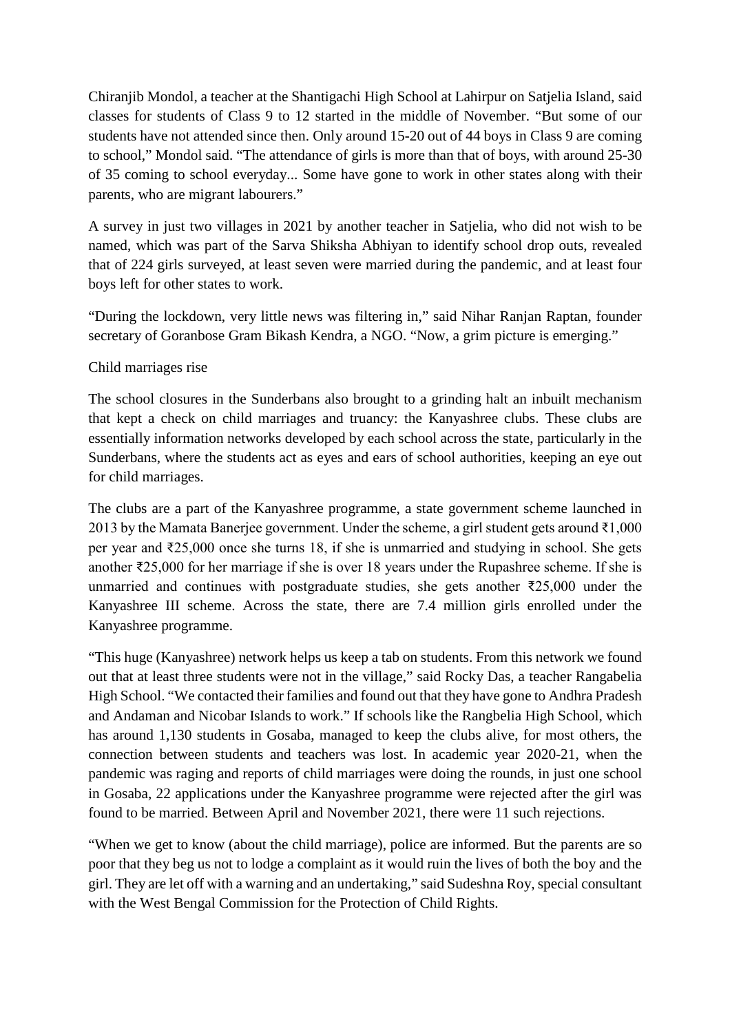Chiranjib Mondol, a teacher at the Shantigachi High School at Lahirpur on Satjelia Island, said classes for students of Class 9 to 12 started in the middle of November. "But some of our students have not attended since then. Only around 15-20 out of 44 boys in Class 9 are coming to school," Mondol said. "The attendance of girls is more than that of boys, with around 25-30 of 35 coming to school everyday... Some have gone to work in other states along with their parents, who are migrant labourers."

A survey in just two villages in 2021 by another teacher in Satjelia, who did not wish to be named, which was part of the Sarva Shiksha Abhiyan to identify school drop outs, revealed that of 224 girls surveyed, at least seven were married during the pandemic, and at least four boys left for other states to work.

"During the lockdown, very little news was filtering in," said Nihar Ranjan Raptan, founder secretary of Goranbose Gram Bikash Kendra, a NGO. "Now, a grim picture is emerging."

Child marriages rise

The school closures in the Sunderbans also brought to a grinding halt an inbuilt mechanism that kept a check on child marriages and truancy: the Kanyashree clubs. These clubs are essentially information networks developed by each school across the state, particularly in the Sunderbans, where the students act as eyes and ears of school authorities, keeping an eye out for child marriages.

The clubs are a part of the Kanyashree programme, a state government scheme launched in 2013 by the Mamata Banerjee government. Under the scheme, a girl student gets around ₹1,000 per year and ₹25,000 once she turns 18, if she is unmarried and studying in school. She gets another ₹25,000 for her marriage if she is over 18 years under the Rupashree scheme. If she is unmarried and continues with postgraduate studies, she gets another ₹25,000 under the Kanyashree III scheme. Across the state, there are 7.4 million girls enrolled under the Kanyashree programme.

"This huge (Kanyashree) network helps us keep a tab on students. From this network we found out that at least three students were not in the village," said Rocky Das, a teacher Rangabelia High School. "We contacted their families and found out that they have gone to Andhra Pradesh and Andaman and Nicobar Islands to work." If schools like the Rangbelia High School, which has around 1,130 students in Gosaba, managed to keep the clubs alive, for most others, the connection between students and teachers was lost. In academic year 2020-21, when the pandemic was raging and reports of child marriages were doing the rounds, in just one school in Gosaba, 22 applications under the Kanyashree programme were rejected after the girl was found to be married. Between April and November 2021, there were 11 such rejections.

"When we get to know (about the child marriage), police are informed. But the parents are so poor that they beg us not to lodge a complaint as it would ruin the lives of both the boy and the girl. They are let off with a warning and an undertaking," said Sudeshna Roy, special consultant with the West Bengal Commission for the Protection of Child Rights.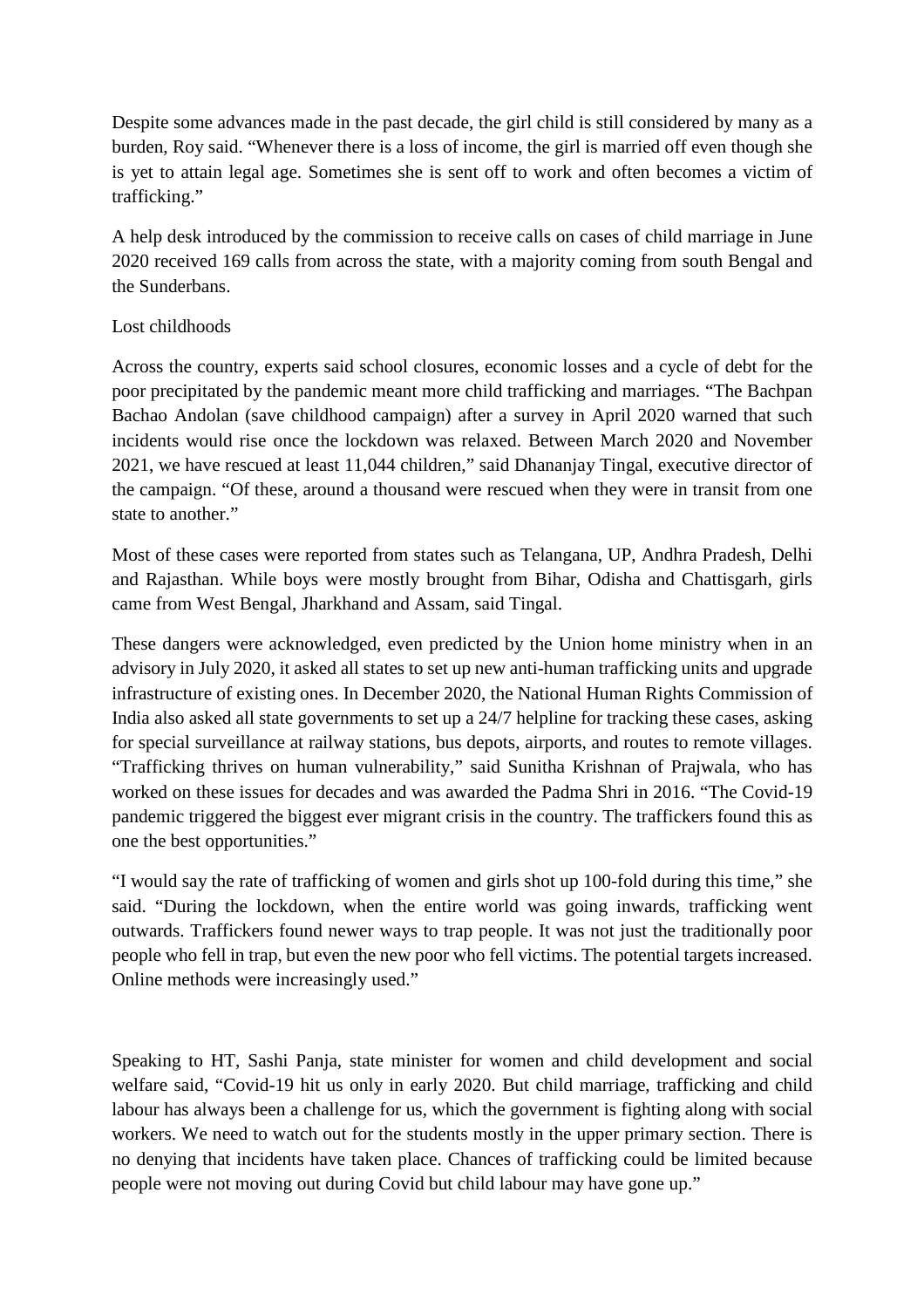Despite some advances made in the past decade, the girl child is still considered by many as a burden, Roy said. "Whenever there is a loss of income, the girl is married off even though she is yet to attain legal age. Sometimes she is sent off to work and often becomes a victim of trafficking."

A help desk introduced by the commission to receive calls on cases of child marriage in June 2020 received 169 calls from across the state, with a majority coming from south Bengal and the Sunderbans.

## Lost childhoods

Across the country, experts said school closures, economic losses and a cycle of debt for the poor precipitated by the pandemic meant more child trafficking and marriages. "The Bachpan Bachao Andolan (save childhood campaign) after a survey in April 2020 warned that such incidents would rise once the lockdown was relaxed. Between March 2020 and November 2021, we have rescued at least 11,044 children," said Dhananjay Tingal, executive director of the campaign. "Of these, around a thousand were rescued when they were in transit from one state to another."

Most of these cases were reported from states such as Telangana, UP, Andhra Pradesh, Delhi and Rajasthan. While boys were mostly brought from Bihar, Odisha and Chattisgarh, girls came from West Bengal, Jharkhand and Assam, said Tingal.

These dangers were acknowledged, even predicted by the Union home ministry when in an advisory in July 2020, it asked all states to set up new anti-human trafficking units and upgrade infrastructure of existing ones. In December 2020, the National Human Rights Commission of India also asked all state governments to set up a 24/7 helpline for tracking these cases, asking for special surveillance at railway stations, bus depots, airports, and routes to remote villages. "Trafficking thrives on human vulnerability," said Sunitha Krishnan of Prajwala, who has worked on these issues for decades and was awarded the Padma Shri in 2016. "The Covid-19 pandemic triggered the biggest ever migrant crisis in the country. The traffickers found this as one the best opportunities."

"I would say the rate of trafficking of women and girls shot up 100-fold during this time," she said. "During the lockdown, when the entire world was going inwards, trafficking went outwards. Traffickers found newer ways to trap people. It was not just the traditionally poor people who fell in trap, but even the new poor who fell victims. The potential targets increased. Online methods were increasingly used."

Speaking to HT, Sashi Panja, state minister for women and child development and social welfare said, "Covid-19 hit us only in early 2020. But child marriage, trafficking and child labour has always been a challenge for us, which the government is fighting along with social workers. We need to watch out for the students mostly in the upper primary section. There is no denying that incidents have taken place. Chances of trafficking could be limited because people were not moving out during Covid but child labour may have gone up."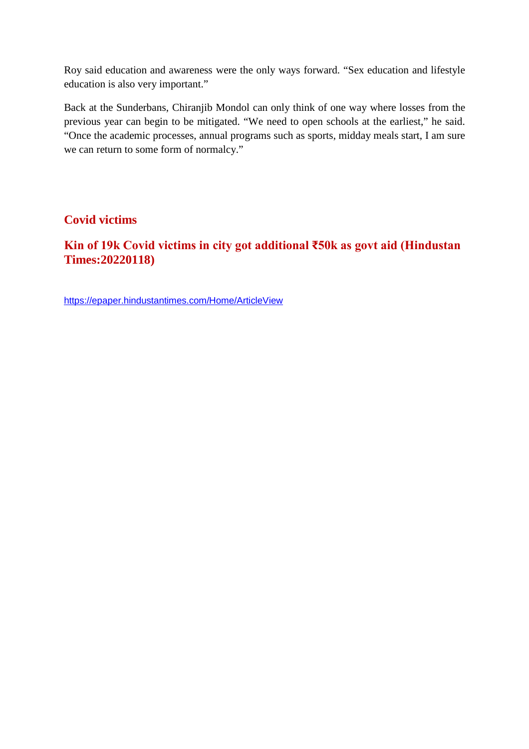Roy said education and awareness were the only ways forward. “Sex education and lifestyle education is also very important.”

Back at the Sunderbans, Chiranjib Mondol can only think of one way where losses from the previous year can begin to be mitigated. “We need to open schools at the earliest,” he said. “Once the academic processes, annual programs such as sports, midday meals start, I am sure we can return to some form of normalcy.”

## Covid victims

## Kin of 19k Covid victims in city got additional ₹50k as govt aid (Hindustan Times:20220118)

https://epaper.hindustantimes.com/Home/ArticleView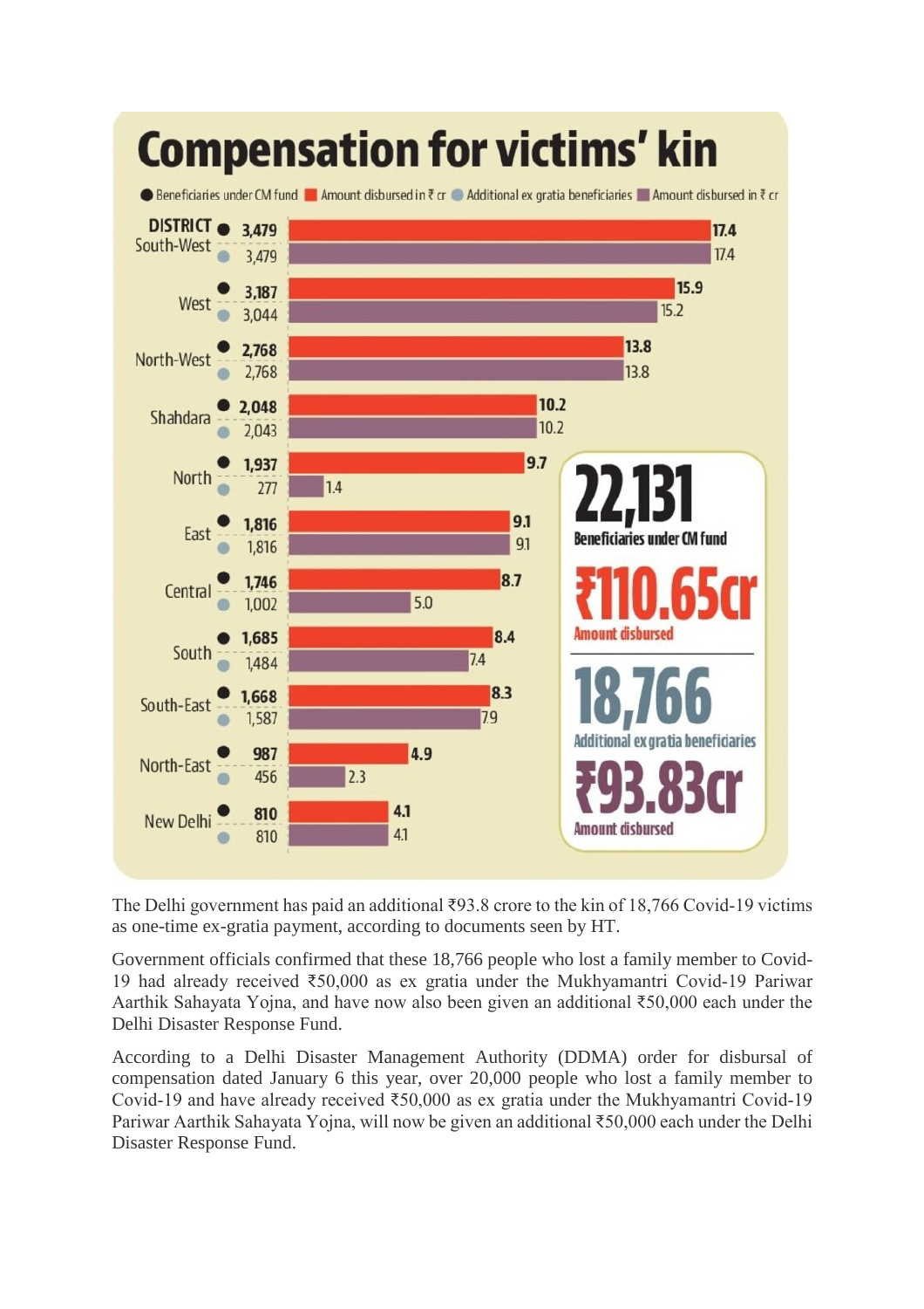# Compensation for victims' kin

● Beneficiaries under CM fund ■ Amount disbursed in ₹ cr ● Additional ex gratia beneficiaries ■ Amount disbursed in ₹ cr

| DISTRICT | Beneficiaries under CM fund | Amount disbursed in ₹ cr | Additional ex gratia beneficiaries | Amount disbursed in ₹ cr |
|---|---|---|---|---|
| South-West | 3,479 | 17.4 | 3,479 | 17.4 |
| West | 3,187 | 15.9 | 3,044 | 15.2 |
| North-West | 2,768 | 13.8 | 2,768 | 13.8 |
| Shahdara | 2,048 | 10.2 | 2,043 | 10.2 |
| North | 1,937 | 9.7 | 277 | 1.4 |
| East | 1,816 | 9.1 | 1,816 | 9.1 |
| Central | 1,746 | 8.7 | 1,002 | 5.0 |
| South | 1,685 | 8.4 | 1,484 | 7.4 |
| South-East | 1,668 | 8.3 | 1,587 | 7.9 |
| North-East | 987 | 4.9 | 456 | 2.3 |
| New Delhi | 810 | 4.1 | 810 | 4.1 |

**22,131** Beneficiaries under CM fund

**₹110.65cr** Amount disbursed

**18,766** Additional ex gratia beneficiaries

**₹93.83cr** Amount disbursed

The Delhi government has paid an additional ₹93.8 crore to the kin of 18,766 Covid-19 victims as one-time ex-gratia payment, according to documents seen by HT.

Government officials confirmed that these 18,766 people who lost a family member to Covid-19 had already received ₹50,000 as ex gratia under the Mukhyamantri Covid-19 Pariwar Aarthik Sahayata Yojna, and have now also been given an additional ₹50,000 each under the Delhi Disaster Response Fund.

According to a Delhi Disaster Management Authority (DDMA) order for disbursal of compensation dated January 6 this year, over 20,000 people who lost a family member to Covid-19 and have already received ₹50,000 as ex gratia under the Mukhyamantri Covid-19 Pariwar Aarthik Sahayata Yojna, will now be given an additional ₹50,000 each under the Delhi Disaster Response Fund.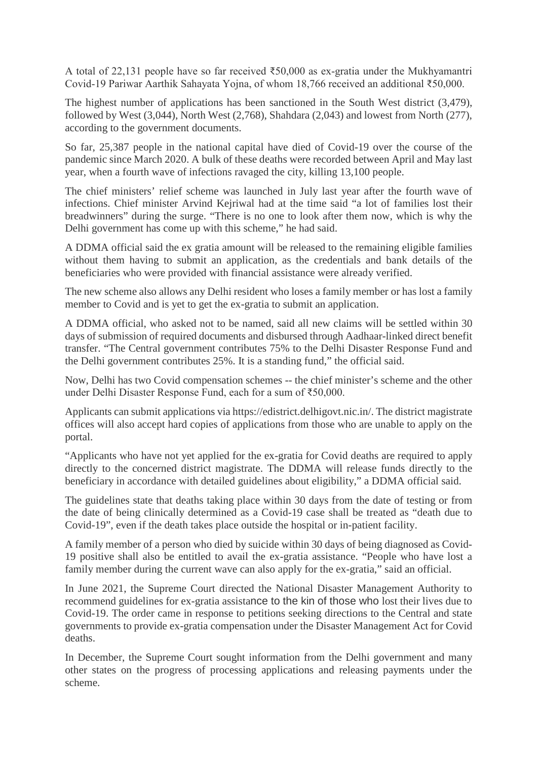A total of 22,131 people have so far received ₹50,000 as ex-gratia under the Mukhyamantri Covid-19 Pariwar Aarthik Sahayata Yojna, of whom 18,766 received an additional ₹50,000.

The highest number of applications has been sanctioned in the South West district (3,479), followed by West (3,044), North West (2,768), Shahdara (2,043) and lowest from North (277), according to the government documents.

So far, 25,387 people in the national capital have died of Covid-19 over the course of the pandemic since March 2020. A bulk of these deaths were recorded between April and May last year, when a fourth wave of infections ravaged the city, killing 13,100 people.

The chief ministers' relief scheme was launched in July last year after the fourth wave of infections. Chief minister Arvind Kejriwal had at the time said "a lot of families lost their breadwinners" during the surge. "There is no one to look after them now, which is why the Delhi government has come up with this scheme," he had said.

A DDMA official said the ex gratia amount will be released to the remaining eligible families without them having to submit an application, as the credentials and bank details of the beneficiaries who were provided with financial assistance were already verified.

The new scheme also allows any Delhi resident who loses a family member or has lost a family member to Covid and is yet to get the ex-gratia to submit an application.

A DDMA official, who asked not to be named, said all new claims will be settled within 30 days of submission of required documents and disbursed through Aadhaar-linked direct benefit transfer. "The Central government contributes 75% to the Delhi Disaster Response Fund and the Delhi government contributes 25%. It is a standing fund," the official said.

Now, Delhi has two Covid compensation schemes -- the chief minister's scheme and the other under Delhi Disaster Response Fund, each for a sum of ₹50,000.

Applicants can submit applications via https://edistrict.delhigovt.nic.in/. The district magistrate offices will also accept hard copies of applications from those who are unable to apply on the portal.

"Applicants who have not yet applied for the ex-gratia for Covid deaths are required to apply directly to the concerned district magistrate. The DDMA will release funds directly to the beneficiary in accordance with detailed guidelines about eligibility," a DDMA official said.

The guidelines state that deaths taking place within 30 days from the date of testing or from the date of being clinically determined as a Covid-19 case shall be treated as "death due to Covid-19", even if the death takes place outside the hospital or in-patient facility.

A family member of a person who died by suicide within 30 days of being diagnosed as Covid-19 positive shall also be entitled to avail the ex-gratia assistance. "People who have lost a family member during the current wave can also apply for the ex-gratia," said an official.

In June 2021, the Supreme Court directed the National Disaster Management Authority to recommend guidelines for ex-gratia assistance to the kin of those who lost their lives due to Covid-19. The order came in response to petitions seeking directions to the Central and state governments to provide ex-gratia compensation under the Disaster Management Act for Covid deaths.

In December, the Supreme Court sought information from the Delhi government and many other states on the progress of processing applications and releasing payments under the scheme.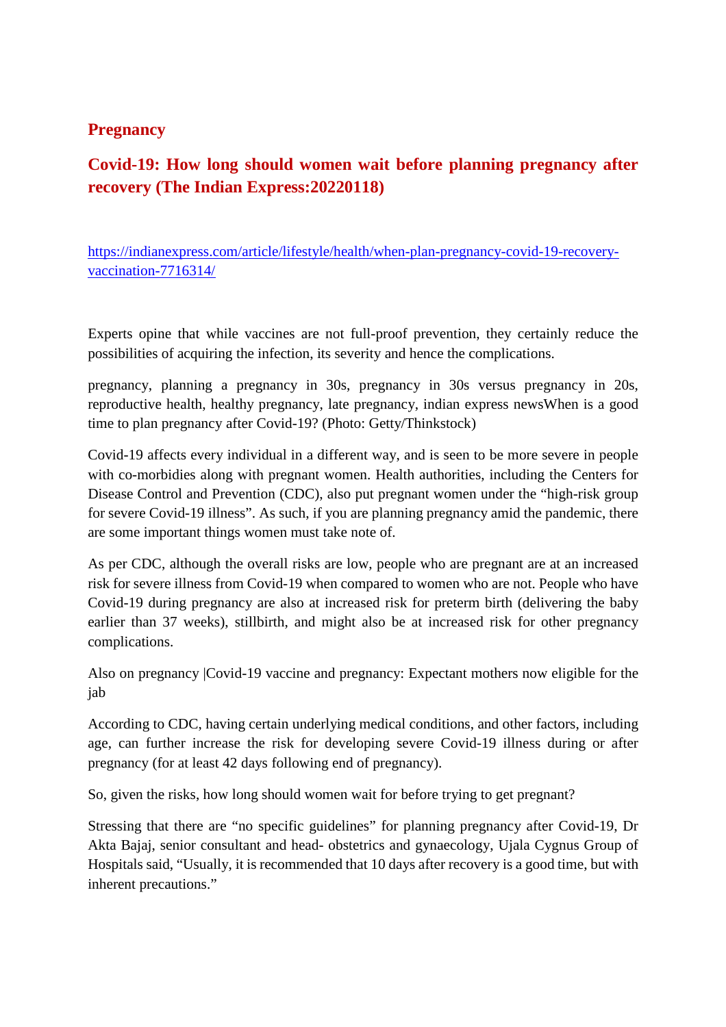## Pregnancy

## Covid-19: How long should women wait before planning pregnancy after recovery (The Indian Express:20220118)

https://indianexpress.com/article/lifestyle/health/when-plan-pregnancy-covid-19-recovery-vaccination-7716314/

Experts opine that while vaccines are not full-proof prevention, they certainly reduce the possibilities of acquiring the infection, its severity and hence the complications.

pregnancy, planning a pregnancy in 30s, pregnancy in 30s versus pregnancy in 20s, reproductive health, healthy pregnancy, late pregnancy, indian express newsWhen is a good time to plan pregnancy after Covid-19? (Photo: Getty/Thinkstock)

Covid-19 affects every individual in a different way, and is seen to be more severe in people with co-morbidies along with pregnant women. Health authorities, including the Centers for Disease Control and Prevention (CDC), also put pregnant women under the "high-risk group for severe Covid-19 illness". As such, if you are planning pregnancy amid the pandemic, there are some important things women must take note of.

As per CDC, although the overall risks are low, people who are pregnant are at an increased risk for severe illness from Covid-19 when compared to women who are not. People who have Covid-19 during pregnancy are also at increased risk for preterm birth (delivering the baby earlier than 37 weeks), stillbirth, and might also be at increased risk for other pregnancy complications.

Also on pregnancy |Covid-19 vaccine and pregnancy: Expectant mothers now eligible for the jab

According to CDC, having certain underlying medical conditions, and other factors, including age, can further increase the risk for developing severe Covid-19 illness during or after pregnancy (for at least 42 days following end of pregnancy).

So, given the risks, how long should women wait for before trying to get pregnant?

Stressing that there are "no specific guidelines" for planning pregnancy after Covid-19, Dr Akta Bajaj, senior consultant and head- obstetrics and gynaecology, Ujala Cygnus Group of Hospitals said, "Usually, it is recommended that 10 days after recovery is a good time, but with inherent precautions."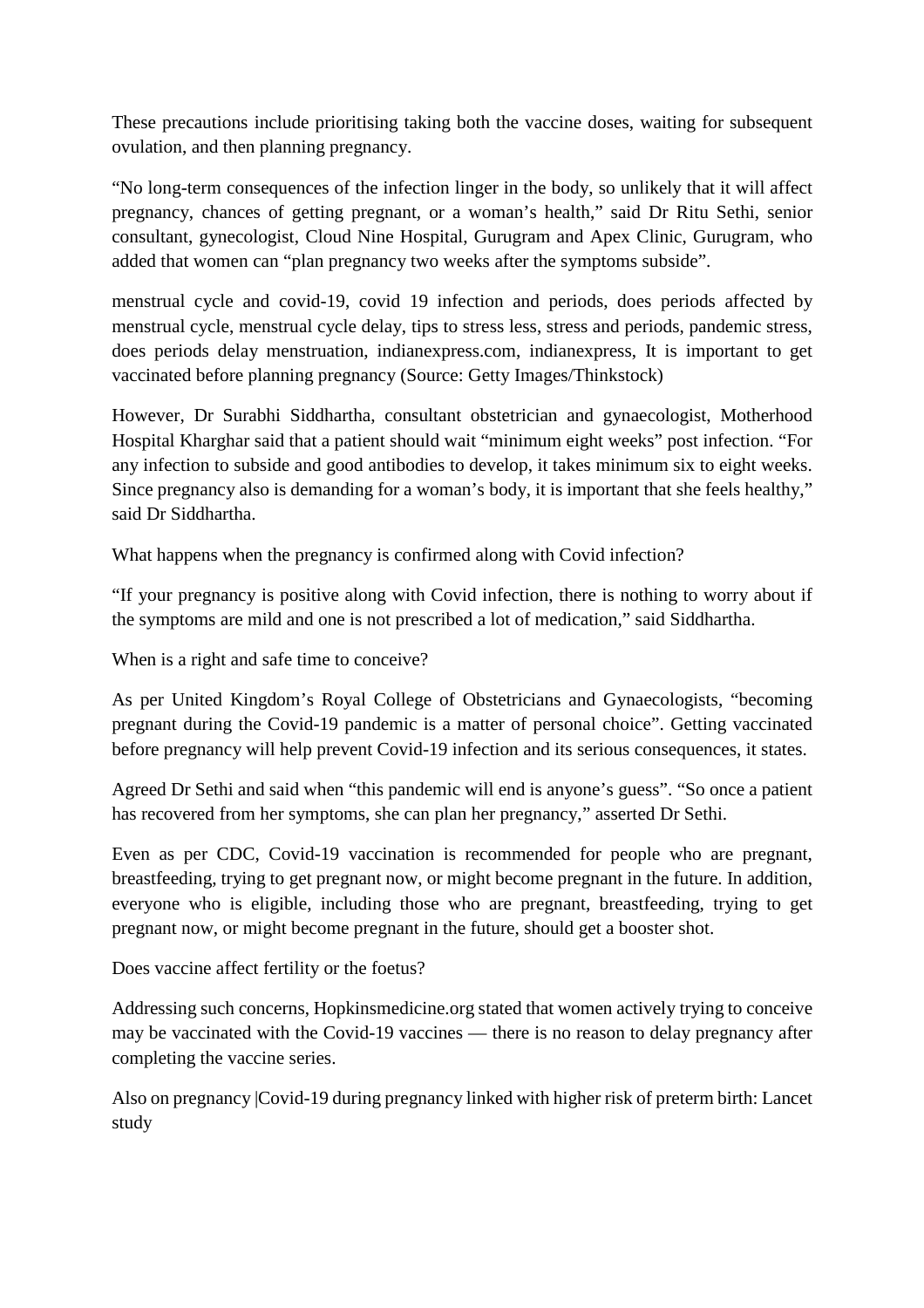These precautions include prioritising taking both the vaccine doses, waiting for subsequent ovulation, and then planning pregnancy.

"No long-term consequences of the infection linger in the body, so unlikely that it will affect pregnancy, chances of getting pregnant, or a woman's health," said Dr Ritu Sethi, senior consultant, gynecologist, Cloud Nine Hospital, Gurugram and Apex Clinic, Gurugram, who added that women can "plan pregnancy two weeks after the symptoms subside".

menstrual cycle and covid-19, covid 19 infection and periods, does periods affected by menstrual cycle, menstrual cycle delay, tips to stress less, stress and periods, pandemic stress, does periods delay menstruation, indianexpress.com, indianexpress, It is important to get vaccinated before planning pregnancy (Source: Getty Images/Thinkstock)

However, Dr Surabhi Siddhartha, consultant obstetrician and gynaecologist, Motherhood Hospital Kharghar said that a patient should wait "minimum eight weeks" post infection. "For any infection to subside and good antibodies to develop, it takes minimum six to eight weeks. Since pregnancy also is demanding for a woman's body, it is important that she feels healthy," said Dr Siddhartha.

What happens when the pregnancy is confirmed along with Covid infection?

"If your pregnancy is positive along with Covid infection, there is nothing to worry about if the symptoms are mild and one is not prescribed a lot of medication," said Siddhartha.

When is a right and safe time to conceive?

As per United Kingdom's Royal College of Obstetricians and Gynaecologists, "becoming pregnant during the Covid-19 pandemic is a matter of personal choice". Getting vaccinated before pregnancy will help prevent Covid-19 infection and its serious consequences, it states.

Agreed Dr Sethi and said when "this pandemic will end is anyone's guess". "So once a patient has recovered from her symptoms, she can plan her pregnancy," asserted Dr Sethi.

Even as per CDC, Covid-19 vaccination is recommended for people who are pregnant, breastfeeding, trying to get pregnant now, or might become pregnant in the future. In addition, everyone who is eligible, including those who are pregnant, breastfeeding, trying to get pregnant now, or might become pregnant in the future, should get a booster shot.

Does vaccine affect fertility or the foetus?

Addressing such concerns, Hopkinsmedicine.org stated that women actively trying to conceive may be vaccinated with the Covid-19 vaccines — there is no reason to delay pregnancy after completing the vaccine series.

Also on pregnancy |Covid-19 during pregnancy linked with higher risk of preterm birth: Lancet study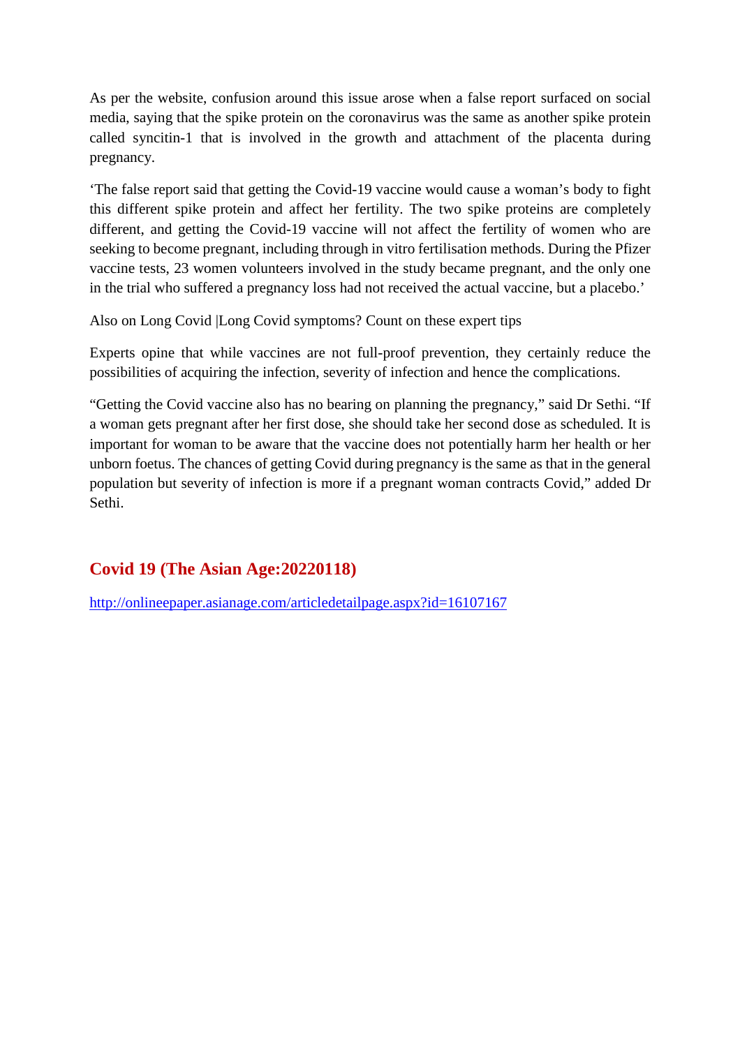As per the website, confusion around this issue arose when a false report surfaced on social media, saying that the spike protein on the coronavirus was the same as another spike protein called syncitin-1 that is involved in the growth and attachment of the placenta during pregnancy.

‘The false report said that getting the Covid-19 vaccine would cause a woman’s body to fight this different spike protein and affect her fertility. The two spike proteins are completely different, and getting the Covid-19 vaccine will not affect the fertility of women who are seeking to become pregnant, including through in vitro fertilisation methods. During the Pfizer vaccine tests, 23 women volunteers involved in the study became pregnant, and the only one in the trial who suffered a pregnancy loss had not received the actual vaccine, but a placebo.’

Also on Long Covid |Long Covid symptoms? Count on these expert tips

Experts opine that while vaccines are not full-proof prevention, they certainly reduce the possibilities of acquiring the infection, severity of infection and hence the complications.

“Getting the Covid vaccine also has no bearing on planning the pregnancy,” said Dr Sethi. “If a woman gets pregnant after her first dose, she should take her second dose as scheduled. It is important for woman to be aware that the vaccine does not potentially harm her health or her unborn foetus. The chances of getting Covid during pregnancy is the same as that in the general population but severity of infection is more if a pregnant woman contracts Covid,” added Dr Sethi.

## Covid 19 (The Asian Age:20220118)

http://onlineepaper.asianage.com/articledetailpage.aspx?id=16107167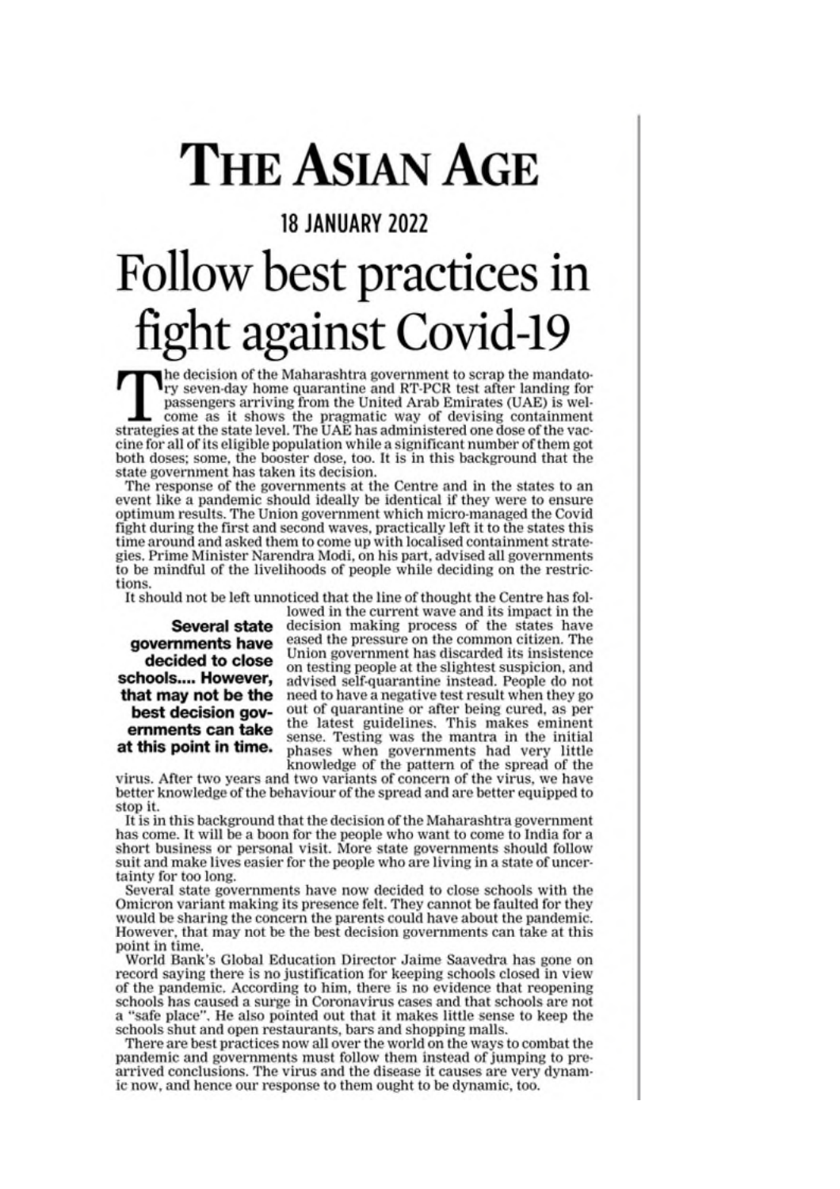# THE ASIAN AGE

## 18 JANUARY 2022

# Follow best practices in fight against Covid-19

The decision of the Maharashtra government to scrap the mandatory seven-day home quarantine and RT-PCR test after landing for passengers arriving from the United Arab Emirates (UAE) is welcome as it shows the pragmatic way of devising containment strategies at the state level. The UAE has administered one dose of the vaccine for all of its eligible population while a significant number of them got both doses; some, the booster dose, too. It is in this background that the state government has taken its decision.

The response of the governments at the Centre and in the states to an event like a pandemic should ideally be identical if they were to ensure optimum results. The Union government which micro-managed the Covid fight during the first and second waves, practically left it to the states this time around and asked them to come up with localised containment strategies. Prime Minister Narendra Modi, on his part, advised all governments to be mindful of the livelihoods of people while deciding on the restrictions.

It should not be left unnoticed that the line of thought the Centre has followed in the current wave and its impact in the decision making process of the states have eased the pressure on the common citizen. The Union government has discarded its insistence on testing people at the slightest suspicion, and advised self-quarantine instead. People do not need to have a negative test result when they go out of quarantine or after being cured, as per the latest guidelines. This makes eminent sense. Testing was the mantra in the initial phases when governments had very little knowledge of the pattern of the spread of the virus. After two years and two variants of concern of the virus, we have better knowledge of the behaviour of the spread and are better equipped to stop it.

**Several state governments have decided to close schools.... However, that may not be the best decision governments can take at this point in time.**

It is in this background that the decision of the Maharashtra government has come. It will be a boon for the people who want to come to India for a short business or personal visit. More state governments should follow suit and make lives easier for the people who are living in a state of uncertainty for too long.

Several state governments have now decided to close schools with the Omicron variant making its presence felt. They cannot be faulted for they would be sharing the concern the parents could have about the pandemic. However, that may not be the best decision governments can take at this point in time.

World Bank's Global Education Director Jaime Saavedra has gone on record saying there is no justification for keeping schools closed in view of the pandemic. According to him, there is no evidence that reopening schools has caused a surge in Coronavirus cases and that schools are not a "safe place". He also pointed out that it makes little sense to keep the schools shut and open restaurants, bars and shopping malls.

There are best practices now all over the world on the ways to combat the pandemic and governments must follow them instead of jumping to pre-arrived conclusions. The virus and the disease it causes are very dynamic now, and hence our response to them ought to be dynamic, too.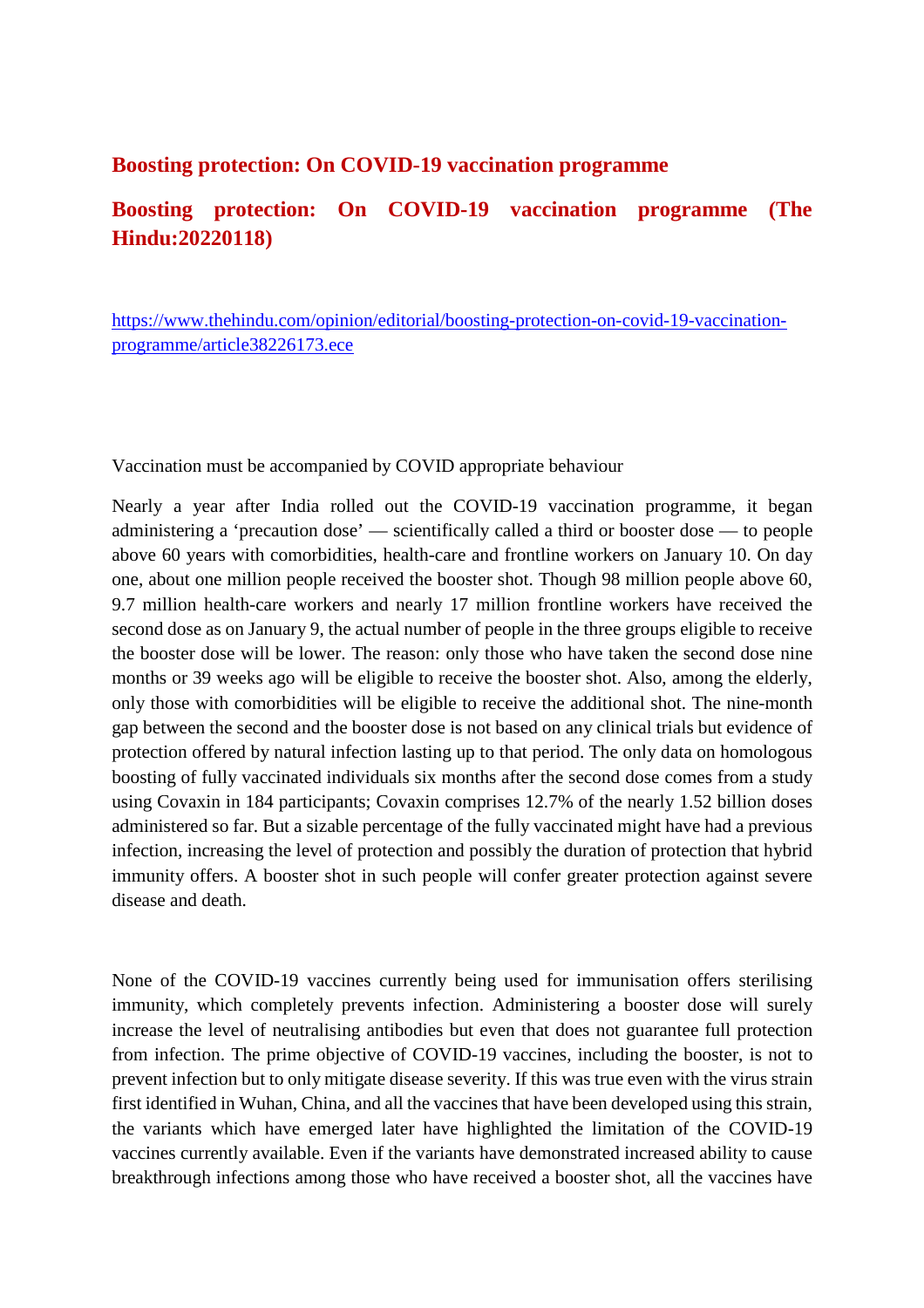## Boosting protection: On COVID-19 vaccination programme

## Boosting protection: On COVID-19 vaccination programme (The Hindu:20220118)

https://www.thehindu.com/opinion/editorial/boosting-protection-on-covid-19-vaccination-programme/article38226173.ece

Vaccination must be accompanied by COVID appropriate behaviour

Nearly a year after India rolled out the COVID-19 vaccination programme, it began administering a 'precaution dose' — scientifically called a third or booster dose — to people above 60 years with comorbidities, health-care and frontline workers on January 10. On day one, about one million people received the booster shot. Though 98 million people above 60, 9.7 million health-care workers and nearly 17 million frontline workers have received the second dose as on January 9, the actual number of people in the three groups eligible to receive the booster dose will be lower. The reason: only those who have taken the second dose nine months or 39 weeks ago will be eligible to receive the booster shot. Also, among the elderly, only those with comorbidities will be eligible to receive the additional shot. The nine-month gap between the second and the booster dose is not based on any clinical trials but evidence of protection offered by natural infection lasting up to that period. The only data on homologous boosting of fully vaccinated individuals six months after the second dose comes from a study using Covaxin in 184 participants; Covaxin comprises 12.7% of the nearly 1.52 billion doses administered so far. But a sizable percentage of the fully vaccinated might have had a previous infection, increasing the level of protection and possibly the duration of protection that hybrid immunity offers. A booster shot in such people will confer greater protection against severe disease and death.

None of the COVID-19 vaccines currently being used for immunisation offers sterilising immunity, which completely prevents infection. Administering a booster dose will surely increase the level of neutralising antibodies but even that does not guarantee full protection from infection. The prime objective of COVID-19 vaccines, including the booster, is not to prevent infection but to only mitigate disease severity. If this was true even with the virus strain first identified in Wuhan, China, and all the vaccines that have been developed using this strain, the variants which have emerged later have highlighted the limitation of the COVID-19 vaccines currently available. Even if the variants have demonstrated increased ability to cause breakthrough infections among those who have received a booster shot, all the vaccines have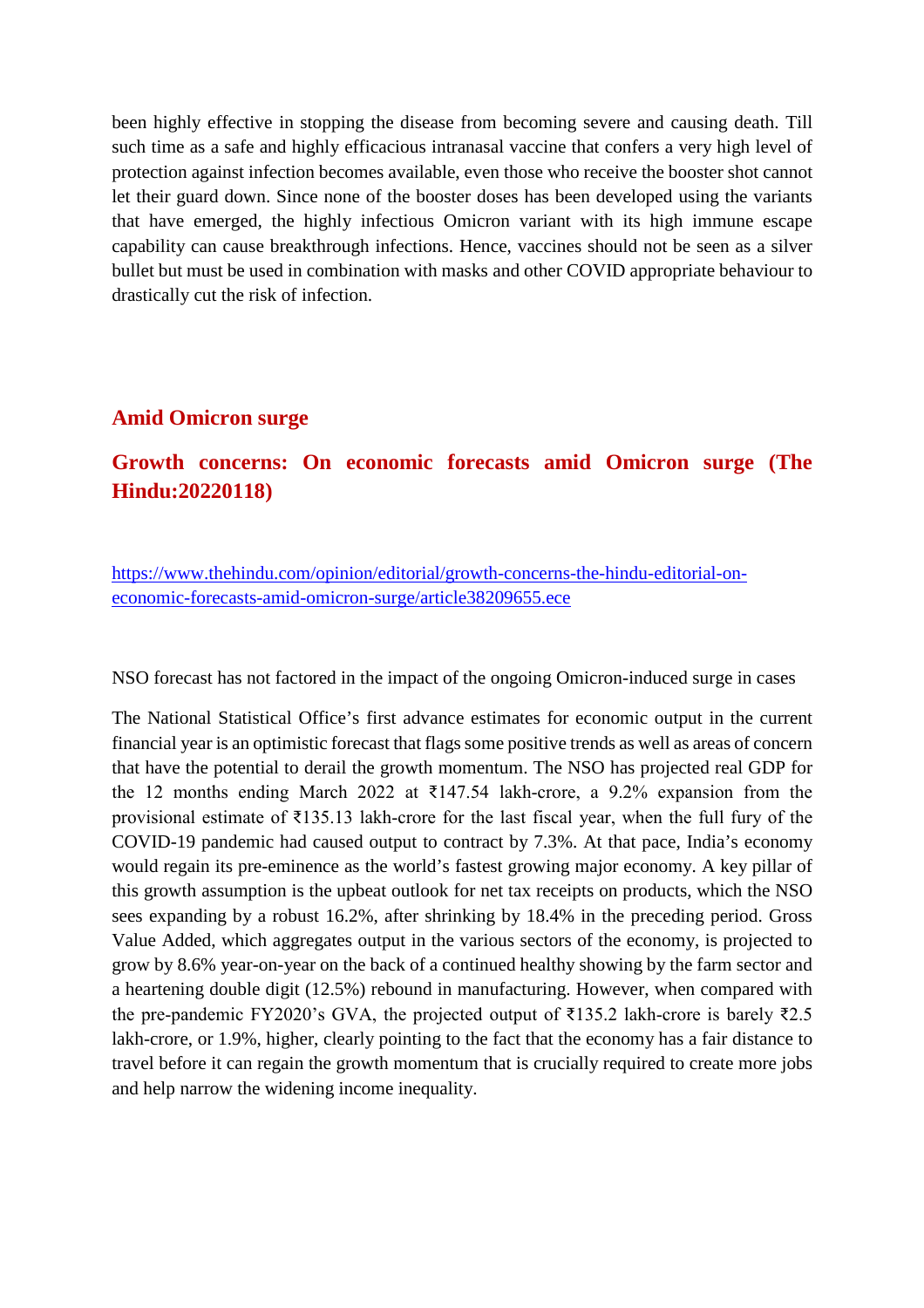been highly effective in stopping the disease from becoming severe and causing death. Till such time as a safe and highly efficacious intranasal vaccine that confers a very high level of protection against infection becomes available, even those who receive the booster shot cannot let their guard down. Since none of the booster doses has been developed using the variants that have emerged, the highly infectious Omicron variant with its high immune escape capability can cause breakthrough infections. Hence, vaccines should not be seen as a silver bullet but must be used in combination with masks and other COVID appropriate behaviour to drastically cut the risk of infection.

## Amid Omicron surge

## Growth concerns: On economic forecasts amid Omicron surge (The Hindu:20220118)

https://www.thehindu.com/opinion/editorial/growth-concerns-the-hindu-editorial-on-economic-forecasts-amid-omicron-surge/article38209655.ece

NSO forecast has not factored in the impact of the ongoing Omicron-induced surge in cases

The National Statistical Office's first advance estimates for economic output in the current financial year is an optimistic forecast that flags some positive trends as well as areas of concern that have the potential to derail the growth momentum. The NSO has projected real GDP for the 12 months ending March 2022 at ₹147.54 lakh-crore, a 9.2% expansion from the provisional estimate of ₹135.13 lakh-crore for the last fiscal year, when the full fury of the COVID-19 pandemic had caused output to contract by 7.3%. At that pace, India's economy would regain its pre-eminence as the world's fastest growing major economy. A key pillar of this growth assumption is the upbeat outlook for net tax receipts on products, which the NSO sees expanding by a robust 16.2%, after shrinking by 18.4% in the preceding period. Gross Value Added, which aggregates output in the various sectors of the economy, is projected to grow by 8.6% year-on-year on the back of a continued healthy showing by the farm sector and a heartening double digit (12.5%) rebound in manufacturing. However, when compared with the pre-pandemic FY2020's GVA, the projected output of ₹135.2 lakh-crore is barely ₹2.5 lakh-crore, or 1.9%, higher, clearly pointing to the fact that the economy has a fair distance to travel before it can regain the growth momentum that is crucially required to create more jobs and help narrow the widening income inequality.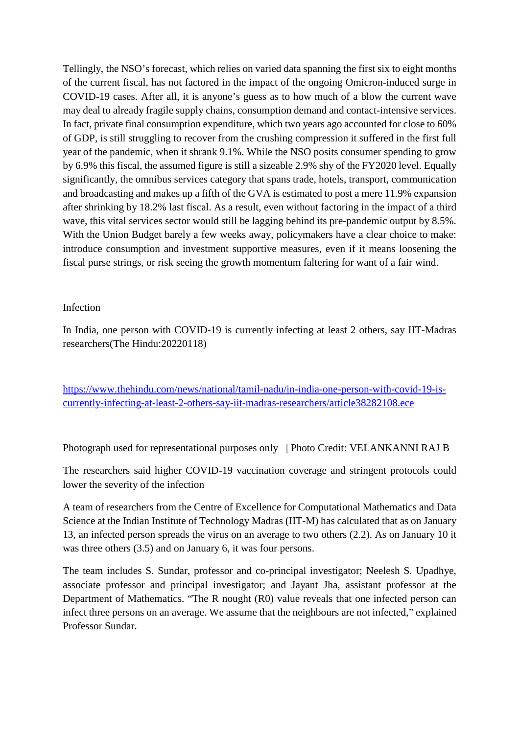Tellingly, the NSO's forecast, which relies on varied data spanning the first six to eight months of the current fiscal, has not factored in the impact of the ongoing Omicron-induced surge in COVID-19 cases. After all, it is anyone's guess as to how much of a blow the current wave may deal to already fragile supply chains, consumption demand and contact-intensive services. In fact, private final consumption expenditure, which two years ago accounted for close to 60% of GDP, is still struggling to recover from the crushing compression it suffered in the first full year of the pandemic, when it shrank 9.1%. While the NSO posits consumer spending to grow by 6.9% this fiscal, the assumed figure is still a sizeable 2.9% shy of the FY2020 level. Equally significantly, the omnibus services category that spans trade, hotels, transport, communication and broadcasting and makes up a fifth of the GVA is estimated to post a mere 11.9% expansion after shrinking by 18.2% last fiscal. As a result, even without factoring in the impact of a third wave, this vital services sector would still be lagging behind its pre-pandemic output by 8.5%. With the Union Budget barely a few weeks away, policymakers have a clear choice to make: introduce consumption and investment supportive measures, even if it means loosening the fiscal purse strings, or risk seeing the growth momentum faltering for want of a fair wind.

Infection

In India, one person with COVID-19 is currently infecting at least 2 others, say IIT-Madras researchers(The Hindu:20220118)

https://www.thehindu.com/news/national/tamil-nadu/in-india-one-person-with-covid-19-is-currently-infecting-at-least-2-others-say-iit-madras-researchers/article38282108.ece

Photograph used for representational purposes only | Photo Credit: VELANKANNI RAJ B

The researchers said higher COVID-19 vaccination coverage and stringent protocols could lower the severity of the infection

A team of researchers from the Centre of Excellence for Computational Mathematics and Data Science at the Indian Institute of Technology Madras (IIT-M) has calculated that as on January 13, an infected person spreads the virus on an average to two others (2.2). As on January 10 it was three others (3.5) and on January 6, it was four persons.

The team includes S. Sundar, professor and co-principal investigator; Neelesh S. Upadhye, associate professor and principal investigator; and Jayant Jha, assistant professor at the Department of Mathematics. "The R nought (R0) value reveals that one infected person can infect three persons on an average. We assume that the neighbours are not infected," explained Professor Sundar.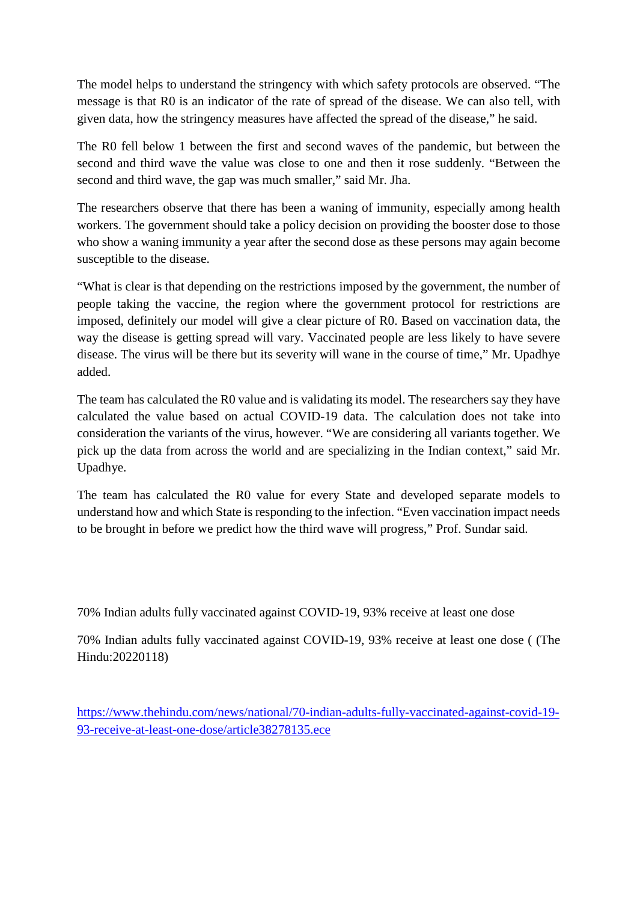The model helps to understand the stringency with which safety protocols are observed. “The message is that R0 is an indicator of the rate of spread of the disease. We can also tell, with given data, how the stringency measures have affected the spread of the disease,” he said.

The R0 fell below 1 between the first and second waves of the pandemic, but between the second and third wave the value was close to one and then it rose suddenly. “Between the second and third wave, the gap was much smaller,” said Mr. Jha.

The researchers observe that there has been a waning of immunity, especially among health workers. The government should take a policy decision on providing the booster dose to those who show a waning immunity a year after the second dose as these persons may again become susceptible to the disease.

“What is clear is that depending on the restrictions imposed by the government, the number of people taking the vaccine, the region where the government protocol for restrictions are imposed, definitely our model will give a clear picture of R0. Based on vaccination data, the way the disease is getting spread will vary. Vaccinated people are less likely to have severe disease. The virus will be there but its severity will wane in the course of time,” Mr. Upadhye added.

The team has calculated the R0 value and is validating its model. The researchers say they have calculated the value based on actual COVID-19 data. The calculation does not take into consideration the variants of the virus, however. “We are considering all variants together. We pick up the data from across the world and are specializing in the Indian context,” said Mr. Upadhye.

The team has calculated the R0 value for every State and developed separate models to understand how and which State is responding to the infection. “Even vaccination impact needs to be brought in before we predict how the third wave will progress,” Prof. Sundar said.

70% Indian adults fully vaccinated against COVID-19, 93% receive at least one dose

70% Indian adults fully vaccinated against COVID-19, 93% receive at least one dose ( (The Hindu:20220118)

https://www.thehindu.com/news/national/70-indian-adults-fully-vaccinated-against-covid-19-93-receive-at-least-one-dose/article38278135.ece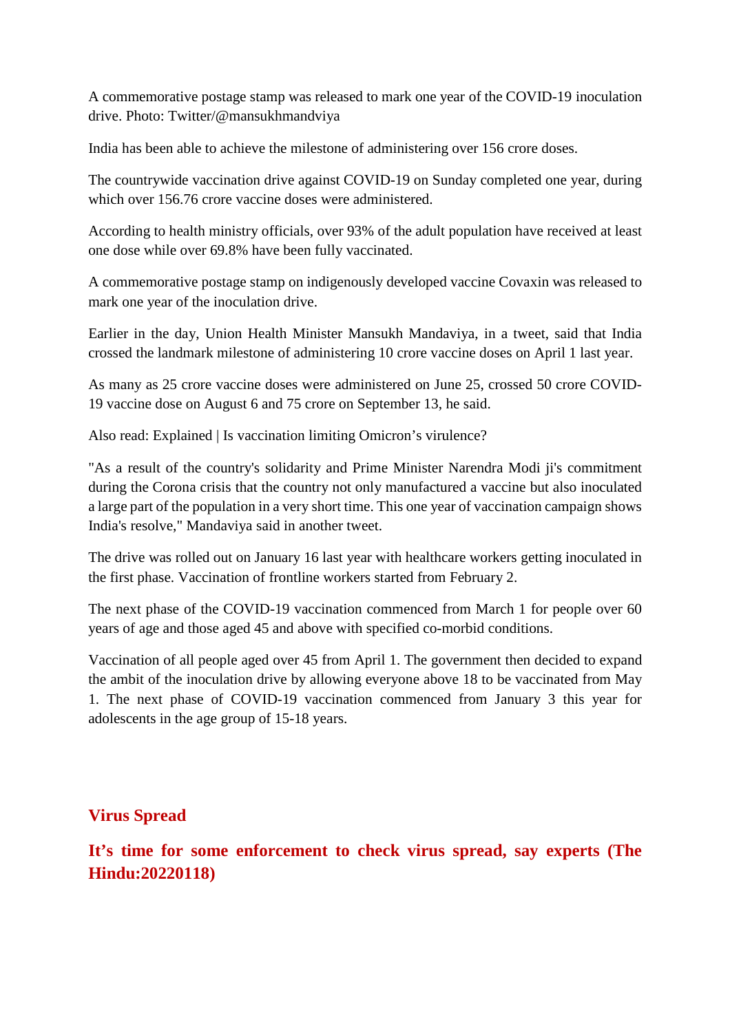A commemorative postage stamp was released to mark one year of the COVID-19 inoculation drive. Photo: Twitter/@mansukhmandviya

India has been able to achieve the milestone of administering over 156 crore doses.

The countrywide vaccination drive against COVID-19 on Sunday completed one year, during which over 156.76 crore vaccine doses were administered.

According to health ministry officials, over 93% of the adult population have received at least one dose while over 69.8% have been fully vaccinated.

A commemorative postage stamp on indigenously developed vaccine Covaxin was released to mark one year of the inoculation drive.

Earlier in the day, Union Health Minister Mansukh Mandaviya, in a tweet, said that India crossed the landmark milestone of administering 10 crore vaccine doses on April 1 last year.

As many as 25 crore vaccine doses were administered on June 25, crossed 50 crore COVID-19 vaccine dose on August 6 and 75 crore on September 13, he said.

Also read: Explained | Is vaccination limiting Omicron's virulence?

"As a result of the country's solidarity and Prime Minister Narendra Modi ji's commitment during the Corona crisis that the country not only manufactured a vaccine but also inoculated a large part of the population in a very short time. This one year of vaccination campaign shows India's resolve," Mandaviya said in another tweet.

The drive was rolled out on January 16 last year with healthcare workers getting inoculated in the first phase. Vaccination of frontline workers started from February 2.

The next phase of the COVID-19 vaccination commenced from March 1 for people over 60 years of age and those aged 45 and above with specified co-morbid conditions.

Vaccination of all people aged over 45 from April 1. The government then decided to expand the ambit of the inoculation drive by allowing everyone above 18 to be vaccinated from May 1. The next phase of COVID-19 vaccination commenced from January 3 this year for adolescents in the age group of 15-18 years.

## Virus Spread

## It's time for some enforcement to check virus spread, say experts (The Hindu:20220118)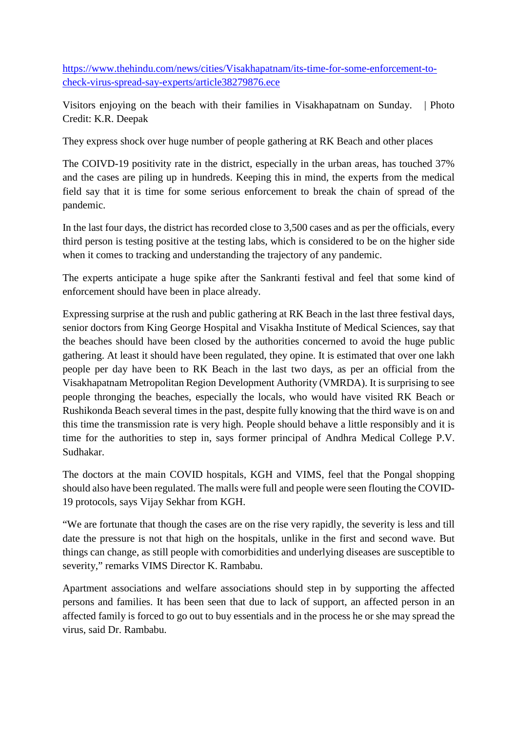https://www.thehindu.com/news/cities/Visakhapatnam/its-time-for-some-enforcement-to-check-virus-spread-say-experts/article38279876.ece

Visitors enjoying on the beach with their families in Visakhapatnam on Sunday. | Photo Credit: K.R. Deepak

They express shock over huge number of people gathering at RK Beach and other places

The COIVD-19 positivity rate in the district, especially in the urban areas, has touched 37% and the cases are piling up in hundreds. Keeping this in mind, the experts from the medical field say that it is time for some serious enforcement to break the chain of spread of the pandemic.

In the last four days, the district has recorded close to 3,500 cases and as per the officials, every third person is testing positive at the testing labs, which is considered to be on the higher side when it comes to tracking and understanding the trajectory of any pandemic.

The experts anticipate a huge spike after the Sankranti festival and feel that some kind of enforcement should have been in place already.

Expressing surprise at the rush and public gathering at RK Beach in the last three festival days, senior doctors from King George Hospital and Visakha Institute of Medical Sciences, say that the beaches should have been closed by the authorities concerned to avoid the huge public gathering. At least it should have been regulated, they opine. It is estimated that over one lakh people per day have been to RK Beach in the last two days, as per an official from the Visakhapatnam Metropolitan Region Development Authority (VMRDA). It is surprising to see people thronging the beaches, especially the locals, who would have visited RK Beach or Rushikonda Beach several times in the past, despite fully knowing that the third wave is on and this time the transmission rate is very high. People should behave a little responsibly and it is time for the authorities to step in, says former principal of Andhra Medical College P.V. Sudhakar.

The doctors at the main COVID hospitals, KGH and VIMS, feel that the Pongal shopping should also have been regulated. The malls were full and people were seen flouting the COVID-19 protocols, says Vijay Sekhar from KGH.

"We are fortunate that though the cases are on the rise very rapidly, the severity is less and till date the pressure is not that high on the hospitals, unlike in the first and second wave. But things can change, as still people with comorbidities and underlying diseases are susceptible to severity," remarks VIMS Director K. Rambabu.

Apartment associations and welfare associations should step in by supporting the affected persons and families. It has been seen that due to lack of support, an affected person in an affected family is forced to go out to buy essentials and in the process he or she may spread the virus, said Dr. Rambabu.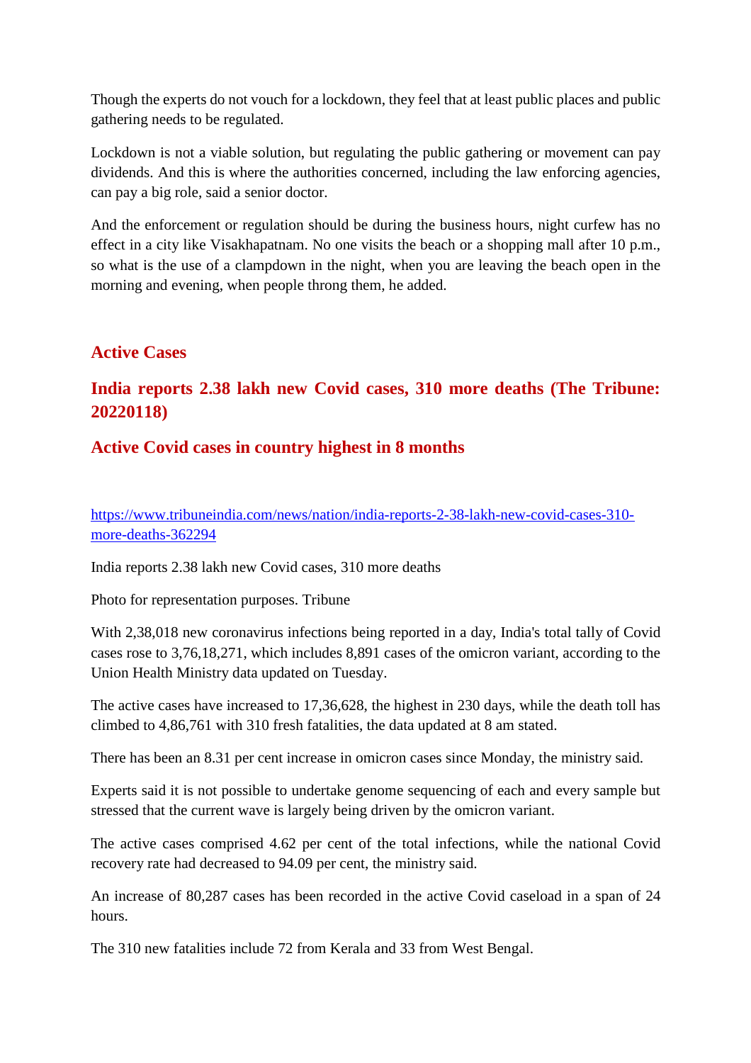Though the experts do not vouch for a lockdown, they feel that at least public places and public gathering needs to be regulated.

Lockdown is not a viable solution, but regulating the public gathering or movement can pay dividends. And this is where the authorities concerned, including the law enforcing agencies, can pay a big role, said a senior doctor.

And the enforcement or regulation should be during the business hours, night curfew has no effect in a city like Visakhapatnam. No one visits the beach or a shopping mall after 10 p.m., so what is the use of a clampdown in the night, when you are leaving the beach open in the morning and evening, when people throng them, he added.

## Active Cases

## India reports 2.38 lakh new Covid cases, 310 more deaths (The Tribune: 20220118)

## Active Covid cases in country highest in 8 months

https://www.tribuneindia.com/news/nation/india-reports-2-38-lakh-new-covid-cases-310-more-deaths-362294

India reports 2.38 lakh new Covid cases, 310 more deaths

Photo for representation purposes. Tribune

With 2,38,018 new coronavirus infections being reported in a day, India's total tally of Covid cases rose to 3,76,18,271, which includes 8,891 cases of the omicron variant, according to the Union Health Ministry data updated on Tuesday.

The active cases have increased to 17,36,628, the highest in 230 days, while the death toll has climbed to 4,86,761 with 310 fresh fatalities, the data updated at 8 am stated.

There has been an 8.31 per cent increase in omicron cases since Monday, the ministry said.

Experts said it is not possible to undertake genome sequencing of each and every sample but stressed that the current wave is largely being driven by the omicron variant.

The active cases comprised 4.62 per cent of the total infections, while the national Covid recovery rate had decreased to 94.09 per cent, the ministry said.

An increase of 80,287 cases has been recorded in the active Covid caseload in a span of 24 hours.

The 310 new fatalities include 72 from Kerala and 33 from West Bengal.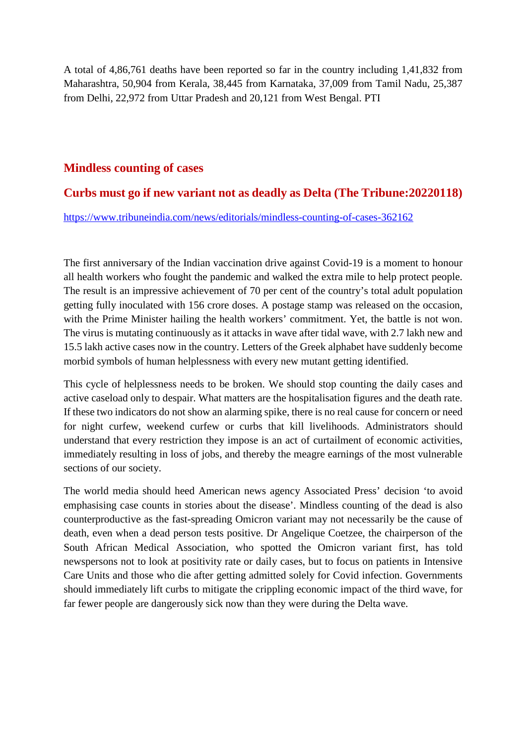A total of 4,86,761 deaths have been reported so far in the country including 1,41,832 from Maharashtra, 50,904 from Kerala, 38,445 from Karnataka, 37,009 from Tamil Nadu, 25,387 from Delhi, 22,972 from Uttar Pradesh and 20,121 from West Bengal. PTI

## Mindless counting of cases

## Curbs must go if new variant not as deadly as Delta (The Tribune:20220118)

https://www.tribuneindia.com/news/editorials/mindless-counting-of-cases-362162

The first anniversary of the Indian vaccination drive against Covid-19 is a moment to honour all health workers who fought the pandemic and walked the extra mile to help protect people. The result is an impressive achievement of 70 per cent of the country's total adult population getting fully inoculated with 156 crore doses. A postage stamp was released on the occasion, with the Prime Minister hailing the health workers' commitment. Yet, the battle is not won. The virus is mutating continuously as it attacks in wave after tidal wave, with 2.7 lakh new and 15.5 lakh active cases now in the country. Letters of the Greek alphabet have suddenly become morbid symbols of human helplessness with every new mutant getting identified.

This cycle of helplessness needs to be broken. We should stop counting the daily cases and active caseload only to despair. What matters are the hospitalisation figures and the death rate. If these two indicators do not show an alarming spike, there is no real cause for concern or need for night curfew, weekend curfew or curbs that kill livelihoods. Administrators should understand that every restriction they impose is an act of curtailment of economic activities, immediately resulting in loss of jobs, and thereby the meagre earnings of the most vulnerable sections of our society.

The world media should heed American news agency Associated Press' decision 'to avoid emphasising case counts in stories about the disease'. Mindless counting of the dead is also counterproductive as the fast-spreading Omicron variant may not necessarily be the cause of death, even when a dead person tests positive. Dr Angelique Coetzee, the chairperson of the South African Medical Association, who spotted the Omicron variant first, has told newspersons not to look at positivity rate or daily cases, but to focus on patients in Intensive Care Units and those who die after getting admitted solely for Covid infection. Governments should immediately lift curbs to mitigate the crippling economic impact of the third wave, for far fewer people are dangerously sick now than they were during the Delta wave.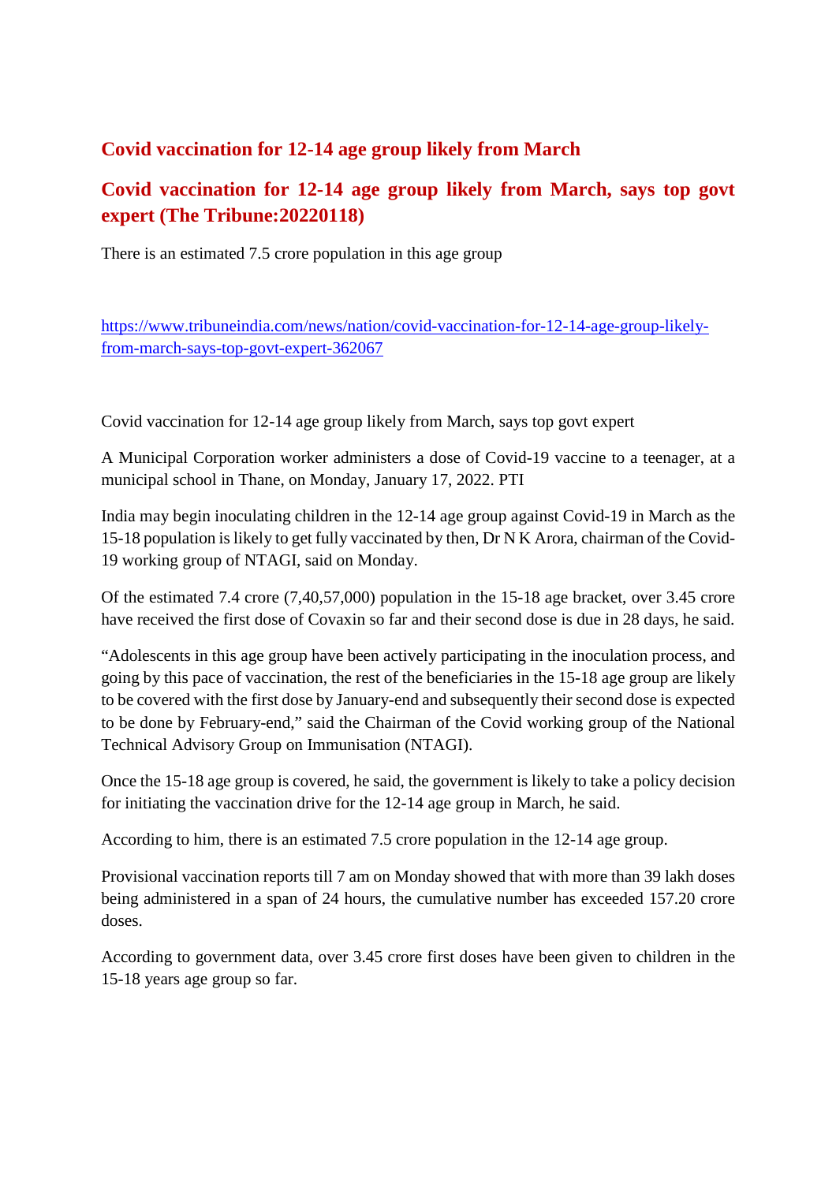## Covid vaccination for 12-14 age group likely from March

## Covid vaccination for 12-14 age group likely from March, says top govt expert (The Tribune:20220118)

There is an estimated 7.5 crore population in this age group

https://www.tribuneindia.com/news/nation/covid-vaccination-for-12-14-age-group-likely-from-march-says-top-govt-expert-362067

Covid vaccination for 12-14 age group likely from March, says top govt expert

A Municipal Corporation worker administers a dose of Covid-19 vaccine to a teenager, at a municipal school in Thane, on Monday, January 17, 2022. PTI

India may begin inoculating children in the 12-14 age group against Covid-19 in March as the 15-18 population is likely to get fully vaccinated by then, Dr N K Arora, chairman of the Covid-19 working group of NTAGI, said on Monday.

Of the estimated 7.4 crore (7,40,57,000) population in the 15-18 age bracket, over 3.45 crore have received the first dose of Covaxin so far and their second dose is due in 28 days, he said.

"Adolescents in this age group have been actively participating in the inoculation process, and going by this pace of vaccination, the rest of the beneficiaries in the 15-18 age group are likely to be covered with the first dose by January-end and subsequently their second dose is expected to be done by February-end," said the Chairman of the Covid working group of the National Technical Advisory Group on Immunisation (NTAGI).

Once the 15-18 age group is covered, he said, the government is likely to take a policy decision for initiating the vaccination drive for the 12-14 age group in March, he said.

According to him, there is an estimated 7.5 crore population in the 12-14 age group.

Provisional vaccination reports till 7 am on Monday showed that with more than 39 lakh doses being administered in a span of 24 hours, the cumulative number has exceeded 157.20 crore doses.

According to government data, over 3.45 crore first doses have been given to children in the 15-18 years age group so far.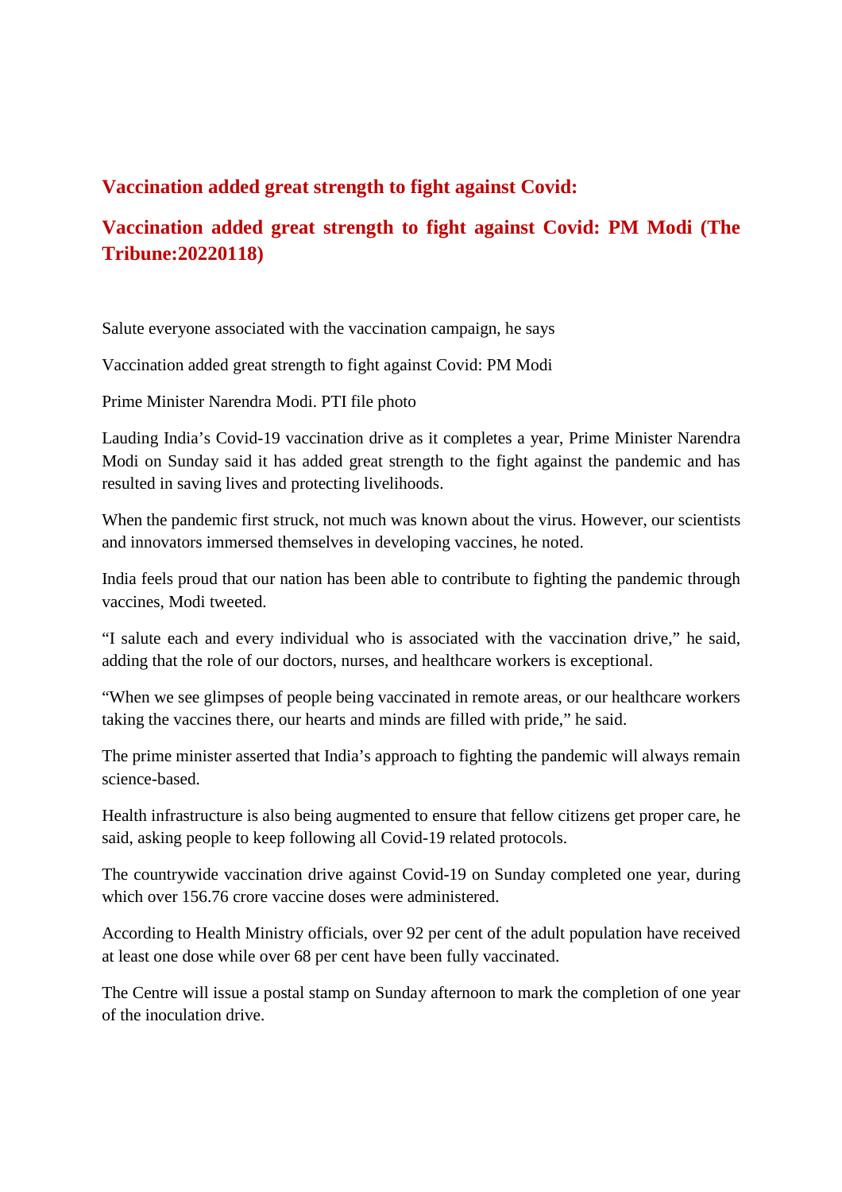## Vaccination added great strength to fight against Covid:

## Vaccination added great strength to fight against Covid: PM Modi (The Tribune:20220118)

Salute everyone associated with the vaccination campaign, he says

Vaccination added great strength to fight against Covid: PM Modi

Prime Minister Narendra Modi. PTI file photo

Lauding India's Covid-19 vaccination drive as it completes a year, Prime Minister Narendra Modi on Sunday said it has added great strength to the fight against the pandemic and has resulted in saving lives and protecting livelihoods.

When the pandemic first struck, not much was known about the virus. However, our scientists and innovators immersed themselves in developing vaccines, he noted.

India feels proud that our nation has been able to contribute to fighting the pandemic through vaccines, Modi tweeted.

"I salute each and every individual who is associated with the vaccination drive," he said, adding that the role of our doctors, nurses, and healthcare workers is exceptional.

"When we see glimpses of people being vaccinated in remote areas, or our healthcare workers taking the vaccines there, our hearts and minds are filled with pride," he said.

The prime minister asserted that India's approach to fighting the pandemic will always remain science-based.

Health infrastructure is also being augmented to ensure that fellow citizens get proper care, he said, asking people to keep following all Covid-19 related protocols.

The countrywide vaccination drive against Covid-19 on Sunday completed one year, during which over 156.76 crore vaccine doses were administered.

According to Health Ministry officials, over 92 per cent of the adult population have received at least one dose while over 68 per cent have been fully vaccinated.

The Centre will issue a postal stamp on Sunday afternoon to mark the completion of one year of the inoculation drive.